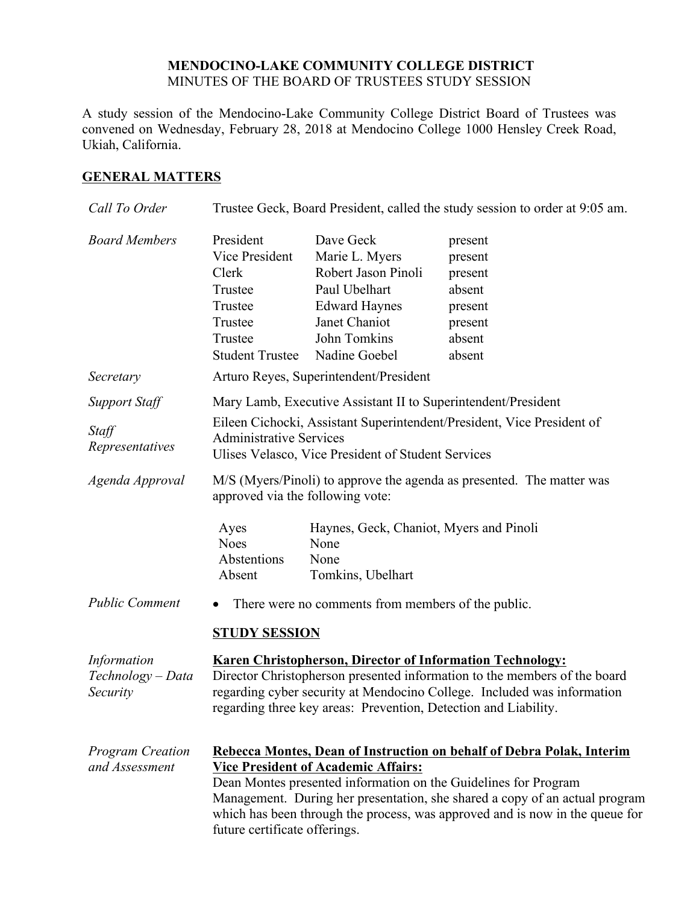# MENDOCINO-LAKE COMMUNITY COLLEGE DISTRICT

MINUTES OF THE BOARD OF TRUSTEES STUDY SESSION

A study session of the Mendocino-Lake Community College District Board of Trustees was convened on Wednesday, February 28, 2018 at Mendocino College 1000 Hensley Creek Road, Ukiah, California.

## GENERAL MATTERS

*Call To Order*

Trustee Geck, Board President, called the study session to order at 9:05 am.

*Board Members*

| | | |
|---|---|---|
| President | Dave Geck | present |
| Vice President | Marie L. Myers | present |
| Clerk | Robert Jason Pinoli | present |
| Trustee | Paul Ubelhart | absent |
| Trustee | Edward Haynes | present |
| Trustee | Janet Chaniot | present |
| Trustee | John Tomkins | absent |
| Student Trustee | Nadine Goebel | absent |

*Secretary*

Arturo Reyes, Superintendent/President

*Support Staff*

Mary Lamb, Executive Assistant II to Superintendent/President

*Staff Representatives*

Eileen Cichocki, Assistant Superintendent/President, Vice President of Administrative Services
Ulises Velasco, Vice President of Student Services

*Agenda Approval*

M/S (Myers/Pinoli) to approve the agenda as presented. The matter was approved via the following vote:

| | |
|---|---|
| Ayes | Haynes, Geck, Chaniot, Myers and Pinoli |
| Noes | None |
| Abstentions | None |
| Absent | Tomkins, Ubelhart |

*Public Comment*

- There were no comments from members of the public.

## STUDY SESSION

*Information Technology – Data Security*

**Karen Christopherson, Director of Information Technology:**
Director Christopherson presented information to the members of the board regarding cyber security at Mendocino College. Included was information regarding three key areas: Prevention, Detection and Liability.

*Program Creation and Assessment*

**Rebecca Montes, Dean of Instruction on behalf of Debra Polak, Interim Vice President of Academic Affairs:**
Dean Montes presented information on the Guidelines for Program Management. During her presentation, she shared a copy of an actual program which has been through the process, was approved and is now in the queue for future certificate offerings.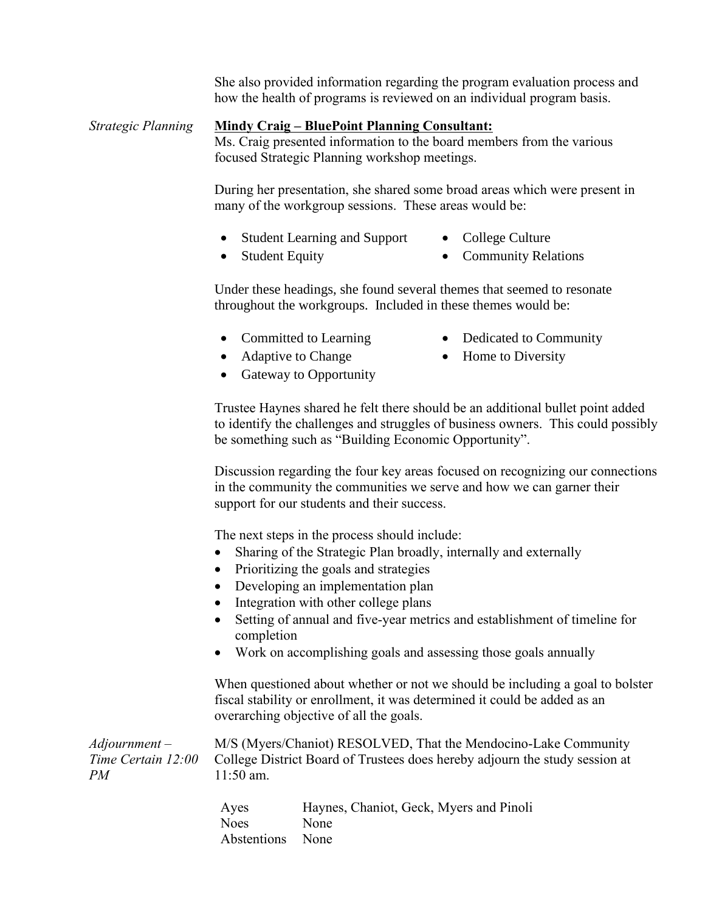She also provided information regarding the program evaluation process and how the health of programs is reviewed on an individual program basis.

*Strategic Planning*

**Mindy Craig – BluePoint Planning Consultant:**

Ms. Craig presented information to the board members from the various focused Strategic Planning workshop meetings.

During her presentation, she shared some broad areas which were present in many of the workgroup sessions. These areas would be:

- Student Learning and Support
- Student Equity
- College Culture
- Community Relations

Under these headings, she found several themes that seemed to resonate throughout the workgroups. Included in these themes would be:

- Committed to Learning
- Adaptive to Change
- Gateway to Opportunity
- Dedicated to Community
- Home to Diversity

Trustee Haynes shared he felt there should be an additional bullet point added to identify the challenges and struggles of business owners. This could possibly be something such as "Building Economic Opportunity".

Discussion regarding the four key areas focused on recognizing our connections in the community the communities we serve and how we can garner their support for our students and their success.

The next steps in the process should include:

- Sharing of the Strategic Plan broadly, internally and externally
- Prioritizing the goals and strategies
- Developing an implementation plan
- Integration with other college plans
- Setting of annual and five-year metrics and establishment of timeline for completion
- Work on accomplishing goals and assessing those goals annually

When questioned about whether or not we should be including a goal to bolster fiscal stability or enrollment, it was determined it could be added as an overarching objective of all the goals.

*Adjournment – Time Certain 12:00 PM*

M/S (Myers/Chaniot) RESOLVED, That the Mendocino-Lake Community College District Board of Trustees does hereby adjourn the study session at 11:50 am.

| | |
|---|---|
| Ayes | Haynes, Chaniot, Geck, Myers and Pinoli |
| Noes | None |
| Abstentions | None |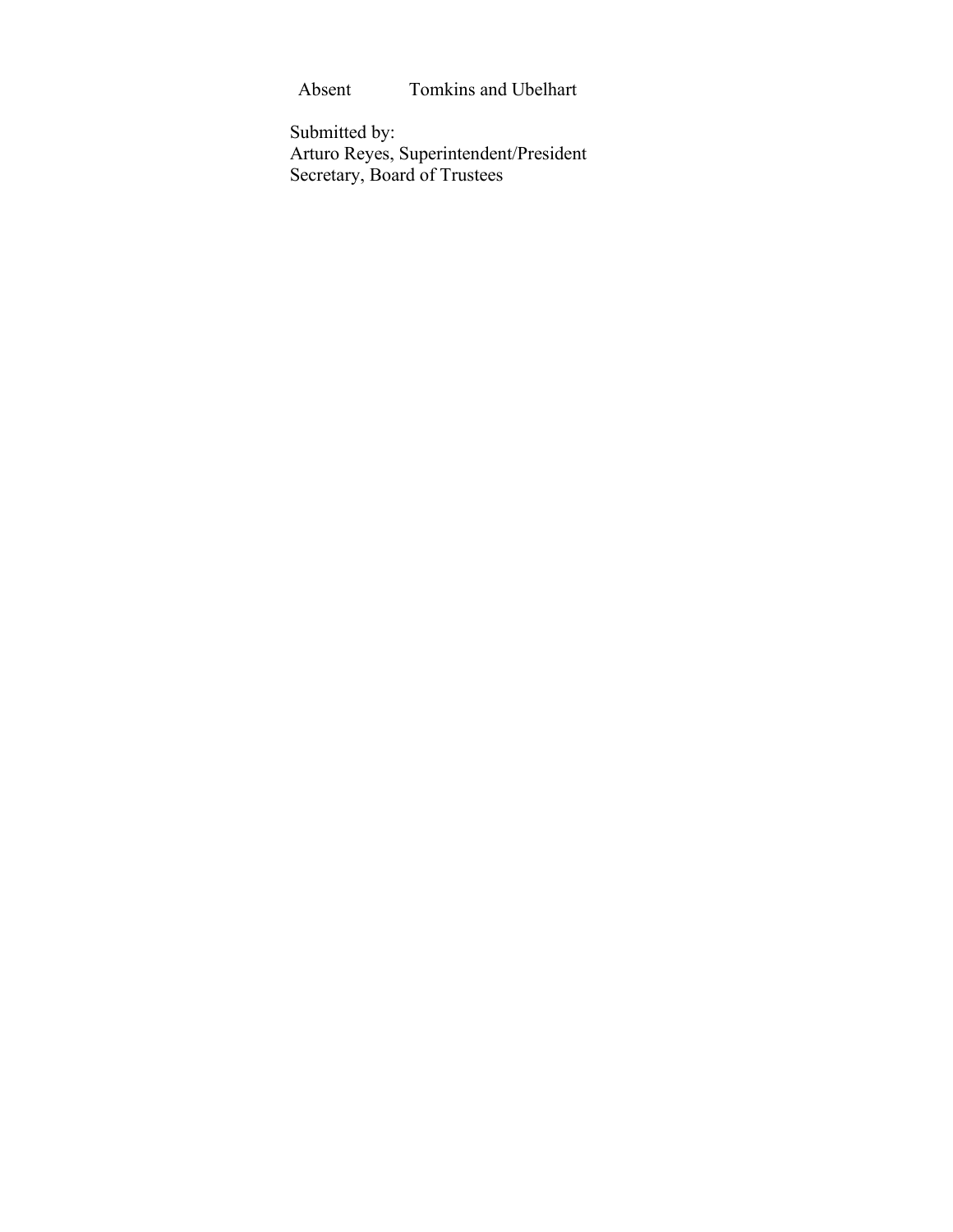Absent Tomkins and Ubelhart

Submitted by:
Arturo Reyes, Superintendent/President
Secretary, Board of Trustees